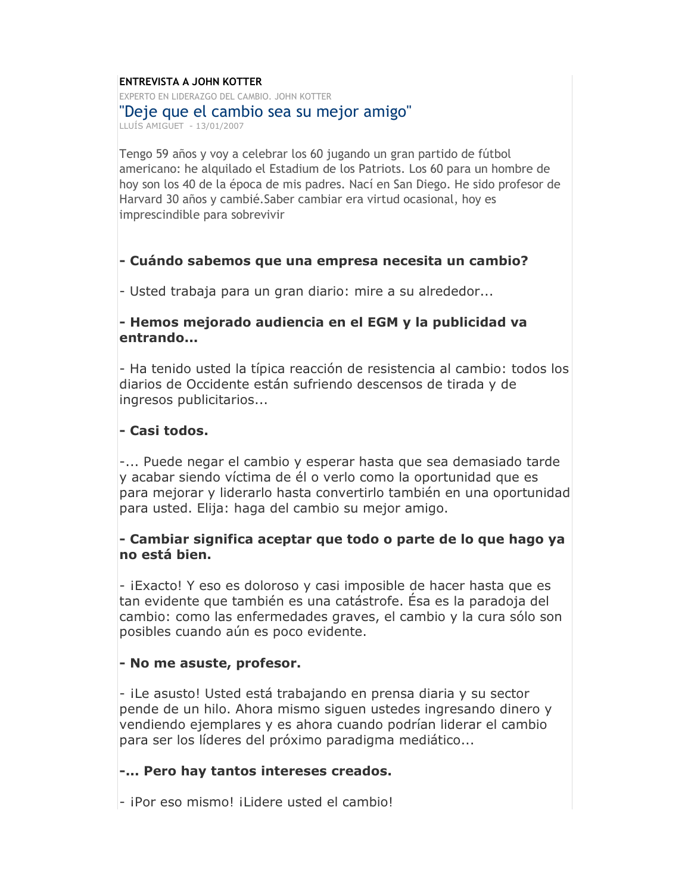**ENTREVISTA A JOHN KOTTER**

EXPERTO EN LIDERAZGO DEL CAMBIO. JOHN KOTTER

# "Deje que el cambio sea su mejor amigo"

LLUÍS AMIGUET - 13/01/2007

Tengo 59 años y voy a celebrar los 60 jugando un gran partido de fútbol americano: he alquilado el Estadium de los Patriots. Los 60 para un hombre de hoy son los 40 de la época de mis padres. Nací en San Diego. He sido profesor de Harvard 30 años y cambié.Saber cambiar era virtud ocasional, hoy es imprescindible para sobrevivir

**- Cuándo sabemos que una empresa necesita un cambio?**

- Usted trabaja para un gran diario: mire a su alrededor...

**- Hemos mejorado audiencia en el EGM y la publicidad va entrando...**

- Ha tenido usted la típica reacción de resistencia al cambio: todos los diarios de Occidente están sufriendo descensos de tirada y de ingresos publicitarios...

**- Casi todos.**

-... Puede negar el cambio y esperar hasta que sea demasiado tarde y acabar siendo víctima de él o verlo como la oportunidad que es para mejorar y liderarlo hasta convertirlo también en una oportunidad para usted. Elija: haga del cambio su mejor amigo.

**- Cambiar significa aceptar que todo o parte de lo que hago ya no está bien.**

- ¡Exacto! Y eso es doloroso y casi imposible de hacer hasta que es tan evidente que también es una catástrofe. Ésa es la paradoja del cambio: como las enfermedades graves, el cambio y la cura sólo son posibles cuando aún es poco evidente.

**- No me asuste, profesor.**

- ¡Le asusto! Usted está trabajando en prensa diaria y su sector pende de un hilo. Ahora mismo siguen ustedes ingresando dinero y vendiendo ejemplares y es ahora cuando podrían liderar el cambio para ser los líderes del próximo paradigma mediático...

**-... Pero hay tantos intereses creados.**

- ¡Por eso mismo! ¡Lidere usted el cambio!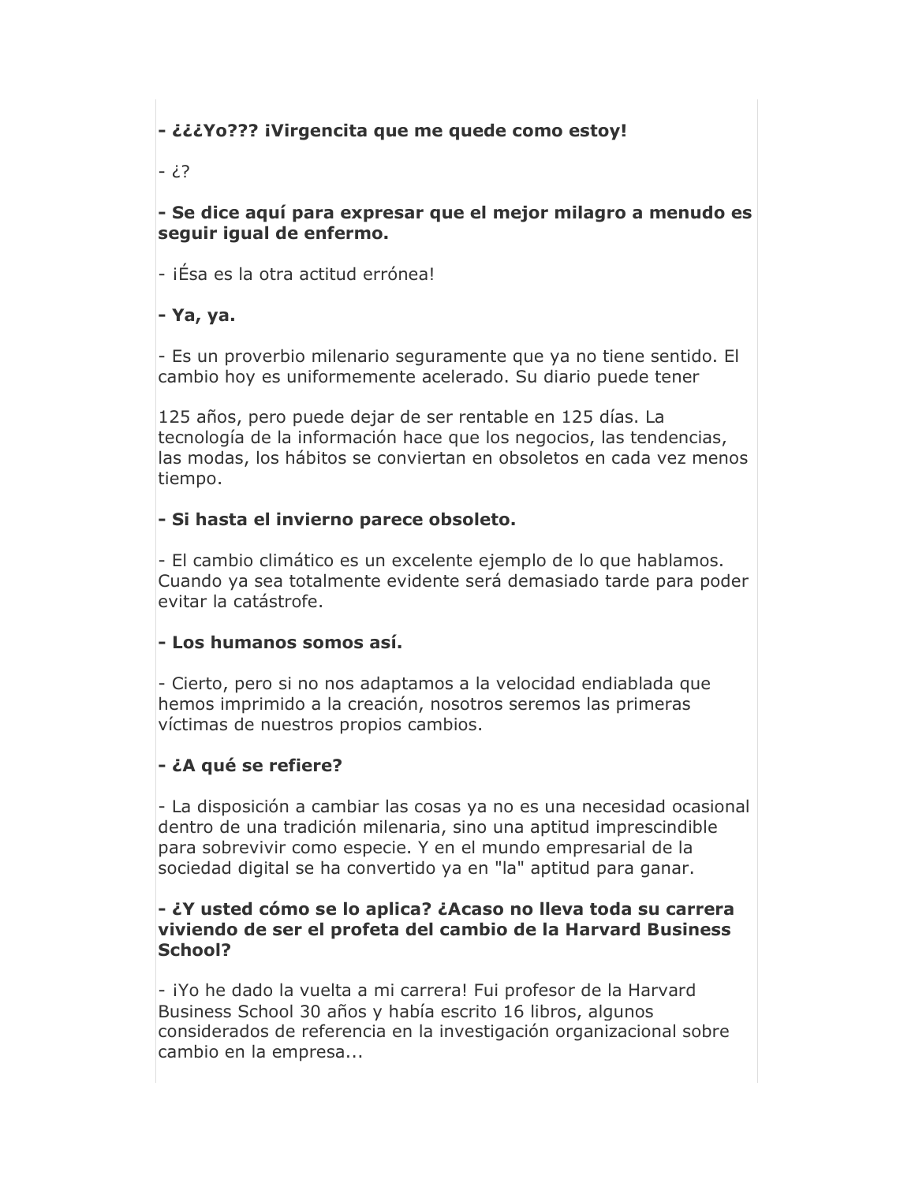**- ¿¿¿Yo??? ¡Virgencita que me quede como estoy!**

- ¿?

**- Se dice aquí para expresar que el mejor milagro a menudo es seguir igual de enfermo.**

- ¡Ésa es la otra actitud errónea!

**- Ya, ya.**

- Es un proverbio milenario seguramente que ya no tiene sentido. El cambio hoy es uniformemente acelerado. Su diario puede tener

125 años, pero puede dejar de ser rentable en 125 días. La tecnología de la información hace que los negocios, las tendencias, las modas, los hábitos se conviertan en obsoletos en cada vez menos tiempo.

**- Si hasta el invierno parece obsoleto.**

- El cambio climático es un excelente ejemplo de lo que hablamos. Cuando ya sea totalmente evidente será demasiado tarde para poder evitar la catástrofe.

**- Los humanos somos así.**

- Cierto, pero si no nos adaptamos a la velocidad endiablada que hemos imprimido a la creación, nosotros seremos las primeras víctimas de nuestros propios cambios.

**- ¿A qué se refiere?**

- La disposición a cambiar las cosas ya no es una necesidad ocasional dentro de una tradición milenaria, sino una aptitud imprescindible para sobrevivir como especie. Y en el mundo empresarial de la sociedad digital se ha convertido ya en "la" aptitud para ganar.

**- ¿Y usted cómo se lo aplica? ¿Acaso no lleva toda su carrera viviendo de ser el profeta del cambio de la Harvard Business School?**

- ¡Yo he dado la vuelta a mi carrera! Fui profesor de la Harvard Business School 30 años y había escrito 16 libros, algunos considerados de referencia en la investigación organizacional sobre cambio en la empresa...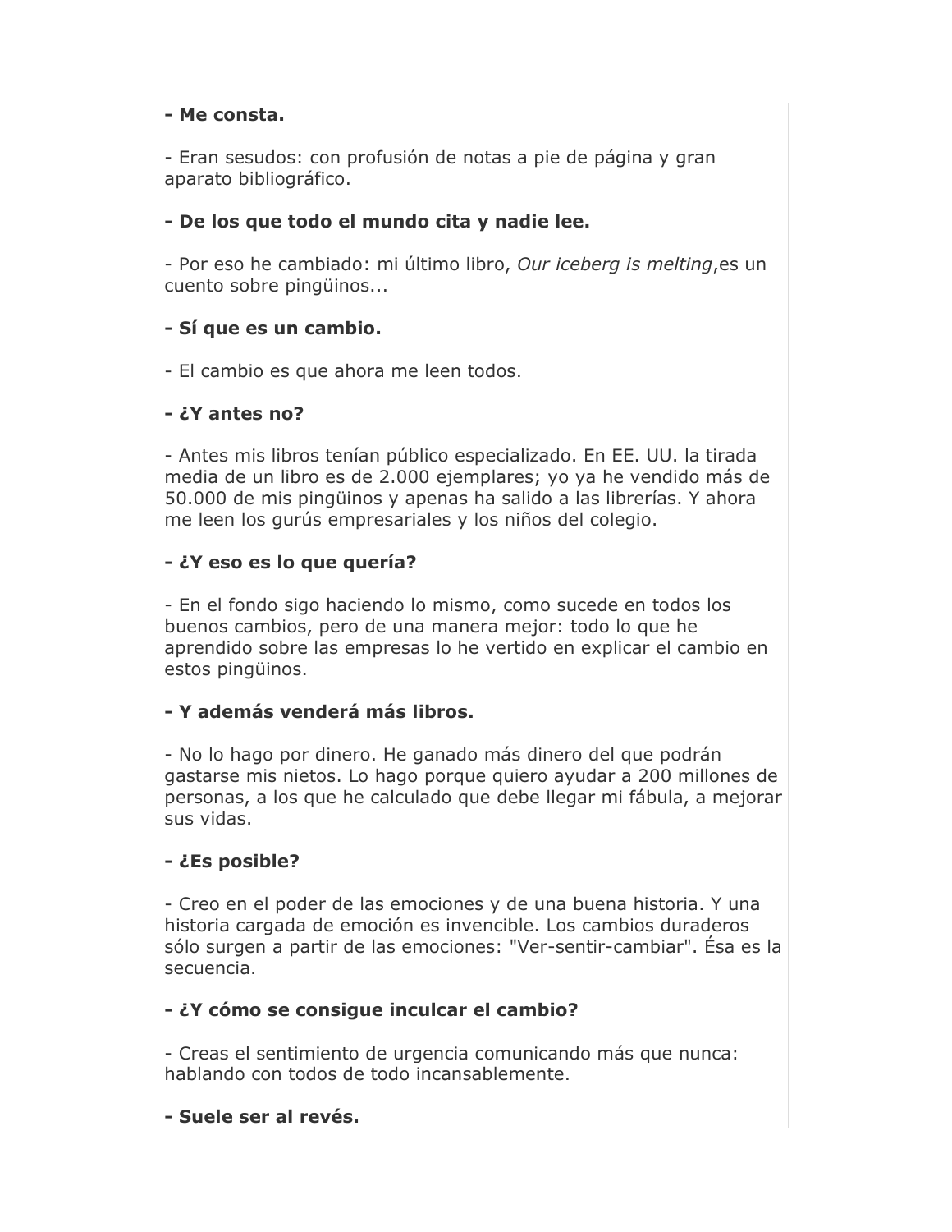**- Me consta.**

- Eran sesudos: con profusión de notas a pie de página y gran aparato bibliográfico.

**- De los que todo el mundo cita y nadie lee.**

- Por eso he cambiado: mi último libro, *Our iceberg is melting*,es un cuento sobre pingüinos...

**- Sí que es un cambio.**

- El cambio es que ahora me leen todos.

**- ¿Y antes no?**

- Antes mis libros tenían público especializado. En EE. UU. la tirada media de un libro es de 2.000 ejemplares; yo ya he vendido más de 50.000 de mis pingüinos y apenas ha salido a las librerías. Y ahora me leen los gurús empresariales y los niños del colegio.

**- ¿Y eso es lo que quería?**

- En el fondo sigo haciendo lo mismo, como sucede en todos los buenos cambios, pero de una manera mejor: todo lo que he aprendido sobre las empresas lo he vertido en explicar el cambio en estos pingüinos.

**- Y además venderá más libros.**

- No lo hago por dinero. He ganado más dinero del que podrán gastarse mis nietos. Lo hago porque quiero ayudar a 200 millones de personas, a los que he calculado que debe llegar mi fábula, a mejorar sus vidas.

**- ¿Es posible?**

- Creo en el poder de las emociones y de una buena historia. Y una historia cargada de emoción es invencible. Los cambios duraderos sólo surgen a partir de las emociones: "Ver-sentir-cambiar". Ésa es la secuencia.

**- ¿Y cómo se consigue inculcar el cambio?**

- Creas el sentimiento de urgencia comunicando más que nunca: hablando con todos de todo incansablemente.

**- Suele ser al revés.**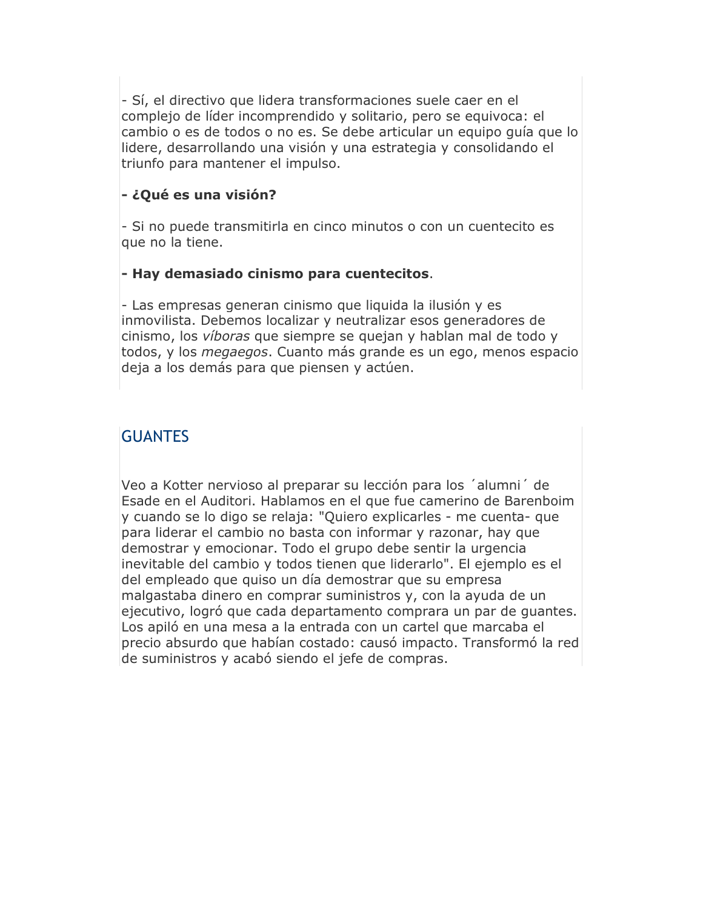- Sí, el directivo que lidera transformaciones suele caer en el complejo de líder incomprendido y solitario, pero se equivoca: el cambio o es de todos o no es. Se debe articular un equipo guía que lo lidere, desarrollando una visión y una estrategia y consolidando el triunfo para mantener el impulso.

**- ¿Qué es una visión?**

- Si no puede transmitirla en cinco minutos o con un cuentecito es que no la tiene.

**- Hay demasiado cinismo para cuentecitos**.

- Las empresas generan cinismo que liquida la ilusión y es inmovilista. Debemos localizar y neutralizar esos generadores de cinismo, los *víboras* que siempre se quejan y hablan mal de todo y todos, y los *megaegos*. Cuanto más grande es un ego, menos espacio deja a los demás para que piensen y actúen.

## GUANTES

Veo a Kotter nervioso al preparar su lección para los ´alumni´ de Esade en el Auditori. Hablamos en el que fue camerino de Barenboim y cuando se lo digo se relaja: "Quiero explicarles - me cuenta- que para liderar el cambio no basta con informar y razonar, hay que demostrar y emocionar. Todo el grupo debe sentir la urgencia inevitable del cambio y todos tienen que liderarlo". El ejemplo es el del empleado que quiso un día demostrar que su empresa malgastaba dinero en comprar suministros y, con la ayuda de un ejecutivo, logró que cada departamento comprara un par de guantes. Los apiló en una mesa a la entrada con un cartel que marcaba el precio absurdo que habían costado: causó impacto. Transformó la red de suministros y acabó siendo el jefe de compras.